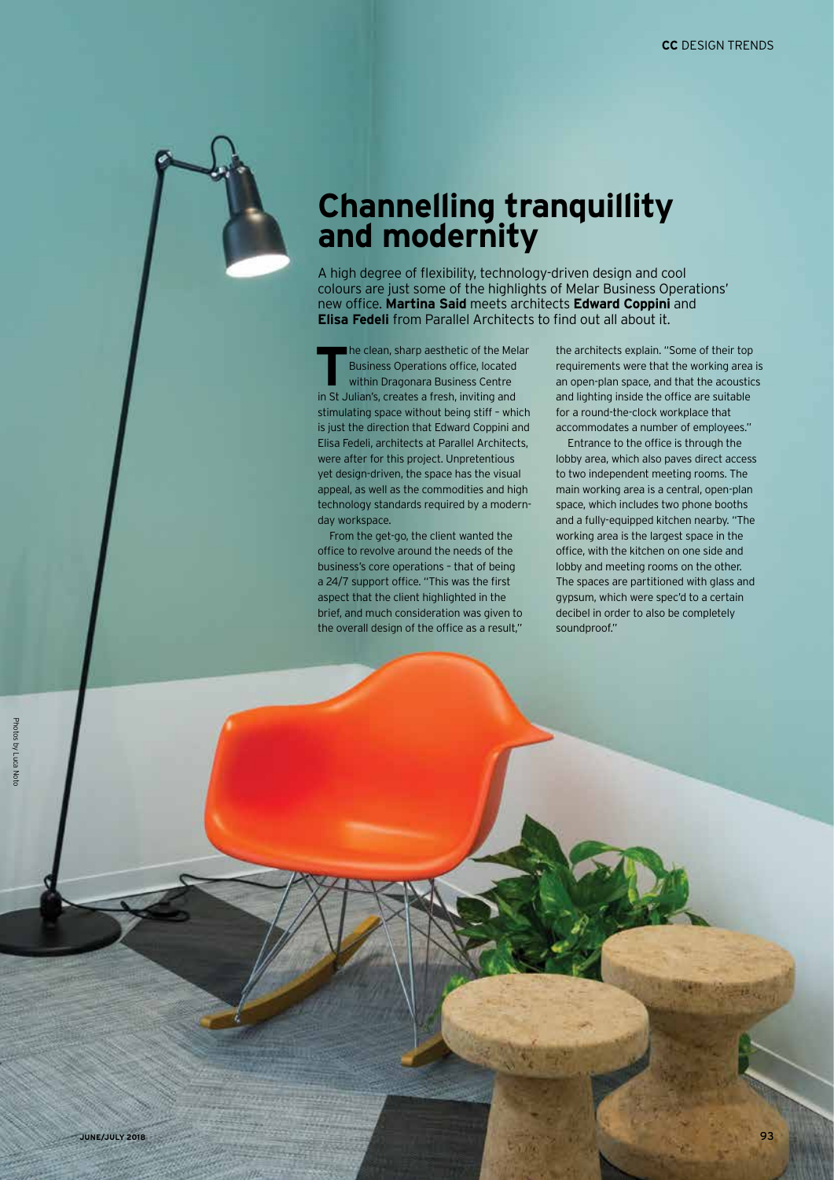# Channelling tranquillity and modernity

A high degree of flexibility, technology-driven design and cool colours are just some of the highlights of Melar Business Operations' new office. **Martina Said** meets architects **Edward Coppini** and **Elisa Fedeli** from Parallel Architects to find out all about it.

The clean, sharp aesthetic of the Melar Business Operations office, located within Dragonara Business Centre in St Julian's, creates a fresh, inviting and stimulating space without being stiff – which is just the direction that Edward Coppini and Elisa Fedeli, architects at Parallel Architects, were after for this project. Unpretentious yet design-driven, the space has the visual appeal, as well as the commodities and high technology standards required by a modern-day workspace.

From the get-go, the client wanted the office to revolve around the needs of the business's core operations – that of being a 24/7 support office. "This was the first aspect that the client highlighted in the brief, and much consideration was given to the overall design of the office as a result," the architects explain. "Some of their top requirements were that the working area is an open-plan space, and that the acoustics and lighting inside the office are suitable for a round-the-clock workplace that accommodates a number of employees."

Entrance to the office is through the lobby area, which also paves direct access to two independent meeting rooms. The main working area is a central, open-plan space, which includes two phone booths and a fully-equipped kitchen nearby. "The working area is the largest space in the office, with the kitchen on one side and lobby and meeting rooms on the other. The spaces are partitioned with glass and gypsum, which were spec'd to a certain decibel in order to also be completely soundproof."

Photos by Luca Noto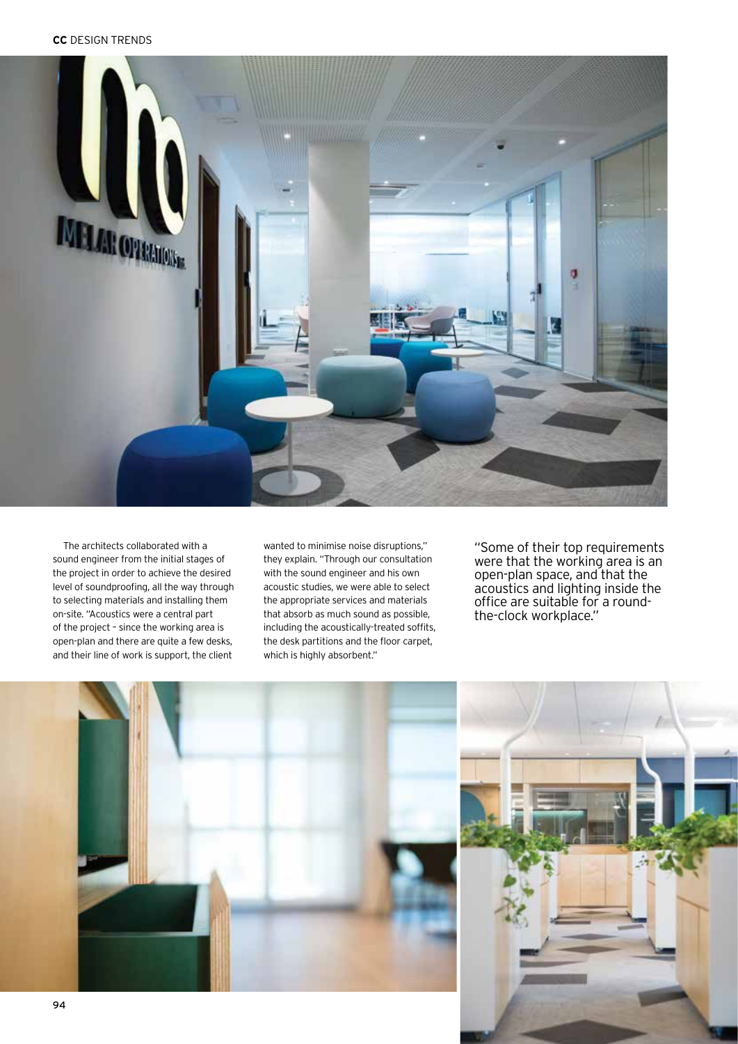The architects collaborated with a sound engineer from the initial stages of the project in order to achieve the desired level of soundproofing, all the way through to selecting materials and installing them on-site. "Acoustics were a central part of the project – since the working area is open-plan and there are quite a few desks, and their line of work is support, the client wanted to minimise noise disruptions," they explain. "Through our consultation with the sound engineer and his own acoustic studies, we were able to select the appropriate services and materials that absorb as much sound as possible, including the acoustically-treated soffits, the desk partitions and the floor carpet, which is highly absorbent."

"Some of their top requirements were that the working area is an open-plan space, and that the acoustics and lighting inside the office are suitable for a round-the-clock workplace."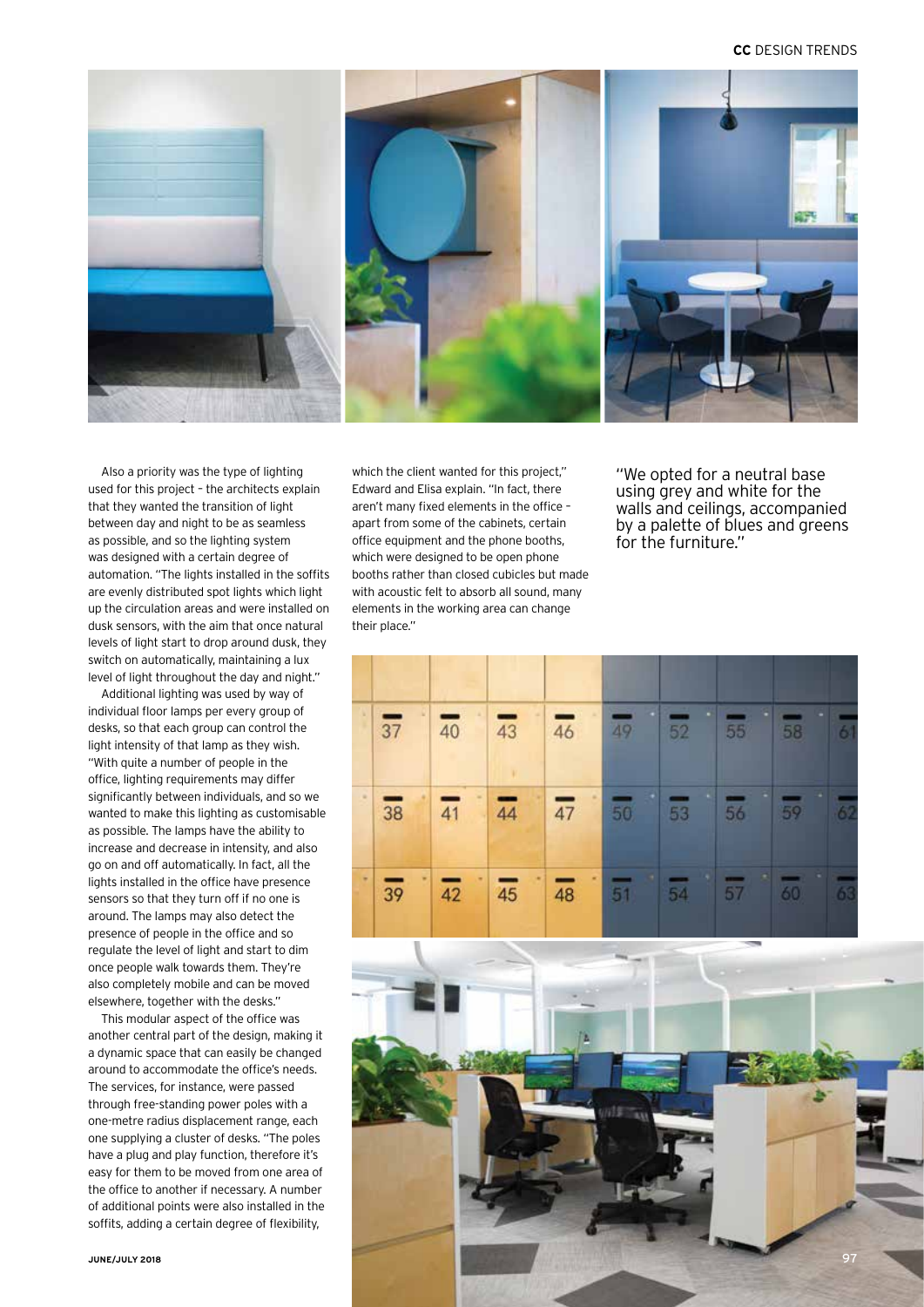Also a priority was the type of lighting used for this project – the architects explain that they wanted the transition of light between day and night to be as seamless as possible, and so the lighting system was designed with a certain degree of automation. "The lights installed in the soffits are evenly distributed spot lights which light up the circulation areas and were installed on dusk sensors, with the aim that once natural levels of light start to drop around dusk, they switch on automatically, maintaining a lux level of light throughout the day and night."

Additional lighting was used by way of individual floor lamps per every group of desks, so that each group can control the light intensity of that lamp as they wish. "With quite a number of people in the office, lighting requirements may differ significantly between individuals, and so we wanted to make this lighting as customisable as possible. The lamps have the ability to increase and decrease in intensity, and also go on and off automatically. In fact, all the lights installed in the office have presence sensors so that they turn off if no one is around. The lamps may also detect the presence of people in the office and so regulate the level of light and start to dim once people walk towards them. They're also completely mobile and can be moved elsewhere, together with the desks."

This modular aspect of the office was another central part of the design, making it a dynamic space that can easily be changed around to accommodate the office's needs. The services, for instance, were passed through free-standing power poles with a one-metre radius displacement range, each one supplying a cluster of desks. "The poles have a plug and play function, therefore it's easy for them to be moved from one area of the office to another if necessary. A number of additional points were also installed in the soffits, adding a certain degree of flexibility, which the client wanted for this project," Edward and Elisa explain. "In fact, there aren't many fixed elements in the office – apart from some of the cabinets, certain office equipment and the phone booths, which were designed to be open phone booths rather than closed cubicles but made with acoustic felt to absorb all sound, many elements in the working area can change their place."

"We opted for a neutral base using grey and white for the walls and ceilings, accompanied by a palette of blues and greens for the furniture."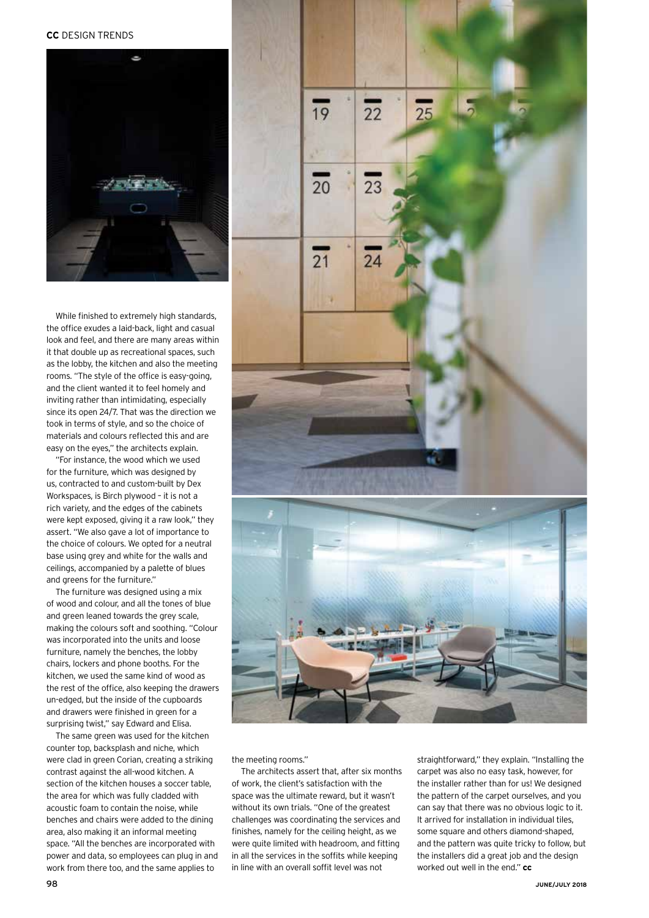While finished to extremely high standards, the office exudes a laid-back, light and casual look and feel, and there are many areas within it that double up as recreational spaces, such as the lobby, the kitchen and also the meeting rooms. "The style of the office is easy-going, and the client wanted it to feel homely and inviting rather than intimidating, especially since its open 24/7. That was the direction we took in terms of style, and so the choice of materials and colours reflected this and are easy on the eyes," the architects explain.

"For instance, the wood which we used for the furniture, which was designed by us, contracted to and custom-built by Dex Workspaces, is Birch plywood – it is not a rich variety, and the edges of the cabinets were kept exposed, giving it a raw look," they assert. "We also gave a lot of importance to the choice of colours. We opted for a neutral base using grey and white for the walls and ceilings, accompanied by a palette of blues and greens for the furniture."

The furniture was designed using a mix of wood and colour, and all the tones of blue and green leaned towards the grey scale, making the colours soft and soothing. "Colour was incorporated into the units and loose furniture, namely the benches, the lobby chairs, lockers and phone booths. For the kitchen, we used the same kind of wood as the rest of the office, also keeping the drawers un-edged, but the inside of the cupboards and drawers were finished in green for a surprising twist," say Edward and Elisa.

The same green was used for the kitchen counter top, backsplash and niche, which were clad in green Corian, creating a striking contrast against the all-wood kitchen. A section of the kitchen houses a soccer table, the area for which was fully cladded with acoustic foam to contain the noise, while benches and chairs were added to the dining area, also making it an informal meeting space. "All the benches are incorporated with power and data, so employees can plug in and work from there too, and the same applies to the meeting rooms."

The architects assert that, after six months of work, the client's satisfaction with the space was the ultimate reward, but it wasn't without its own trials. "One of the greatest challenges was coordinating the services and finishes, namely for the ceiling height, as we were quite limited with headroom, and fitting in all the services in the soffits while keeping in line with an overall soffit level was not straightforward," they explain. "Installing the carpet was also no easy task, however, for the installer rather than for us! We designed the pattern of the carpet ourselves, and you can say that there was no obvious logic to it. It arrived for installation in individual tiles, some square and others diamond-shaped, and the pattern was quite tricky to follow, but the installers did a great job and the design worked out well in the end." **cc**